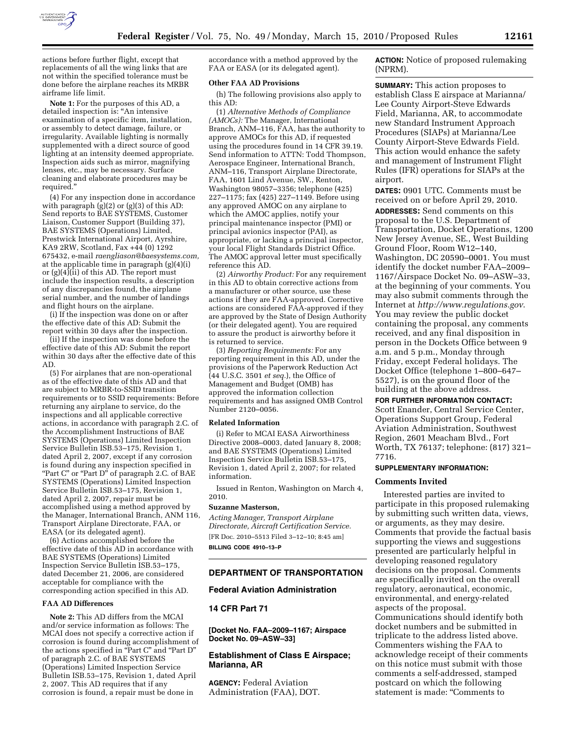actions before further flight, except that replacements of all the wing links that are not within the specified tolerance must be done before the airplane reaches its MRBR airframe life limit.

**Note 1:** For the purposes of this AD, a detailed inspection is: "An intensive examination of a specific item, installation, or assembly to detect damage, failure, or irregularity. Available lighting is normally supplemented with a direct source of good lighting at an intensity deemed appropriate. Inspection aids such as mirror, magnifying lenses, etc., may be necessary. Surface cleaning and elaborate procedures may be required."

(4) For any inspection done in accordance with paragraph (g)(2) or (g)(3) of this AD: Send reports to BAE SYSTEMS, Customer Liaison, Customer Support (Building 37), BAE SYSTEMS (Operations) Limited, Prestwick International Airport, Ayrshire, KA9 2RW, Scotland, Fax +44 (0) 1292 675432, e-mail *raengliason@baesystems.com*, at the applicable time in paragraph (g)(4)(i) or (g)(4)(ii) of this AD. The report must include the inspection results, a description of any discrepancies found, the airplane serial number, and the number of landings and flight hours on the airplane.

(i) If the inspection was done on or after the effective date of this AD: Submit the report within 30 days after the inspection.

(ii) If the inspection was done before the effective date of this AD: Submit the report within 30 days after the effective date of this AD.

(5) For airplanes that are non-operational as of the effective date of this AD and that are subject to MRBR-to-SSID transition requirements or to SSID requirements: Before returning any airplane to service, do the inspections and all applicable corrective actions, in accordance with paragraph 2.C. of the Accomplishment Instructions of BAE SYSTEMS (Operations) Limited Inspection Service Bulletin ISB.53–175, Revision 1, dated April 2, 2007, except if any corrosion is found during any inspection specified in "Part C" or "Part D" of paragraph 2.C. of BAE SYSTEMS (Operations) Limited Inspection Service Bulletin ISB.53–175, Revision 1, dated April 2, 2007, repair must be accomplished using a method approved by the Manager, International Branch, ANM 116, Transport Airplane Directorate, FAA, or EASA (or its delegated agent).

(6) Actions accomplished before the effective date of this AD in accordance with BAE SYSTEMS (Operations) Limited Inspection Service Bulletin ISB.53–175, dated December 21, 2006, are considered acceptable for compliance with the corresponding action specified in this AD.

**FAA AD Differences**

**Note 2:** This AD differs from the MCAI and/or service information as follows: The MCAI does not specify a corrective action if corrosion is found during accomplishment of the actions specified in "Part C" and "Part D" of paragraph 2.C. of BAE SYSTEMS (Operations) Limited Inspection Service Bulletin ISB.53–175, Revision 1, dated April 2, 2007. This AD requires that if any corrosion is found, a repair must be done in accordance with a method approved by the FAA or EASA (or its delegated agent).

**Other FAA AD Provisions**

(h) The following provisions also apply to this AD:

(1) *Alternative Methods of Compliance (AMOCs):* The Manager, International Branch, ANM–116, FAA, has the authority to approve AMOCs for this AD, if requested using the procedures found in 14 CFR 39.19. Send information to ATTN: Todd Thompson, Aerospace Engineer, International Branch, ANM–116, Transport Airplane Directorate, FAA, 1601 Lind Avenue, SW., Renton, Washington 98057–3356; telephone (425) 227–1175; fax (425) 227–1149. Before using any approved AMOC on any airplane to which the AMOC applies, notify your principal maintenance inspector (PMI) or principal avionics inspector (PAI), as appropriate, or lacking a principal inspector, your local Flight Standards District Office. The AMOC approval letter must specifically reference this AD.

(2) *Airworthy Product:* For any requirement in this AD to obtain corrective actions from a manufacturer or other source, use these actions if they are FAA-approved. Corrective actions are considered FAA-approved if they are approved by the State of Design Authority (or their delegated agent). You are required to assure the product is airworthy before it is returned to service.

(3) *Reporting Requirements:* For any reporting requirement in this AD, under the provisions of the Paperwork Reduction Act (44 U.S.C. 3501 *et seq.*), the Office of Management and Budget (OMB) has approved the information collection requirements and has assigned OMB Control Number 2120–0056.

**Related Information**

(i) Refer to MCAI EASA Airworthiness Directive 2008–0003, dated January 8, 2008; and BAE SYSTEMS (Operations) Limited Inspection Service Bulletin ISB.53–175, Revision 1, dated April 2, 2007; for related information.

Issued in Renton, Washington on March 4, 2010.

**Suzanne Masterson,**

*Acting Manager, Transport Airplane Directorate, Aircraft Certification Service.*

[FR Doc. 2010–5513 Filed 3–12–10; 8:45 am]

**BILLING CODE 4910–13–P**

## DEPARTMENT OF TRANSPORTATION

## Federal Aviation Administration

## 14 CFR Part 71

**[Docket No. FAA–2009–1167; Airspace Docket No. 09–ASW–33]**

## Establishment of Class E Airspace; Marianna, AR

**AGENCY:** Federal Aviation Administration (FAA), DOT.

**ACTION:** Notice of proposed rulemaking (NPRM).

**SUMMARY:** This action proposes to establish Class E airspace at Marianna/Lee County Airport-Steve Edwards Field, Marianna, AR, to accommodate new Standard Instrument Approach Procedures (SIAPs) at Marianna/Lee County Airport-Steve Edwards Field. This action would enhance the safety and management of Instrument Flight Rules (IFR) operations for SIAPs at the airport.

**DATES:** 0901 UTC. Comments must be received on or before April 29, 2010.

**ADDRESSES:** Send comments on this proposal to the U.S. Department of Transportation, Docket Operations, 1200 New Jersey Avenue, SE., West Building Ground Floor, Room W12–140, Washington, DC 20590–0001. You must identify the docket number FAA–2009–1167/Airspace Docket No. 09–ASW–33, at the beginning of your comments. You may also submit comments through the Internet at *http://www.regulations.gov*. You may review the public docket containing the proposal, any comments received, and any final disposition in person in the Dockets Office between 9 a.m. and 5 p.m., Monday through Friday, except Federal holidays. The Docket Office (telephone 1–800–647–5527), is on the ground floor of the building at the above address.

**FOR FURTHER INFORMATION CONTACT:** Scott Enander, Central Service Center, Operations Support Group, Federal Aviation Administration, Southwest Region, 2601 Meacham Blvd., Fort Worth, TX 76137; telephone: (817) 321–7716.

**SUPPLEMENTARY INFORMATION:**

**Comments Invited**

Interested parties are invited to participate in this proposed rulemaking by submitting such written data, views, or arguments, as they may desire. Comments that provide the factual basis supporting the views and suggestions presented are particularly helpful in developing reasoned regulatory decisions on the proposal. Comments are specifically invited on the overall regulatory, aeronautical, economic, environmental, and energy-related aspects of the proposal. Communications should identify both docket numbers and be submitted in triplicate to the address listed above. Commenters wishing the FAA to acknowledge receipt of their comments on this notice must submit with those comments a self-addressed, stamped postcard on which the following statement is made: "Comments to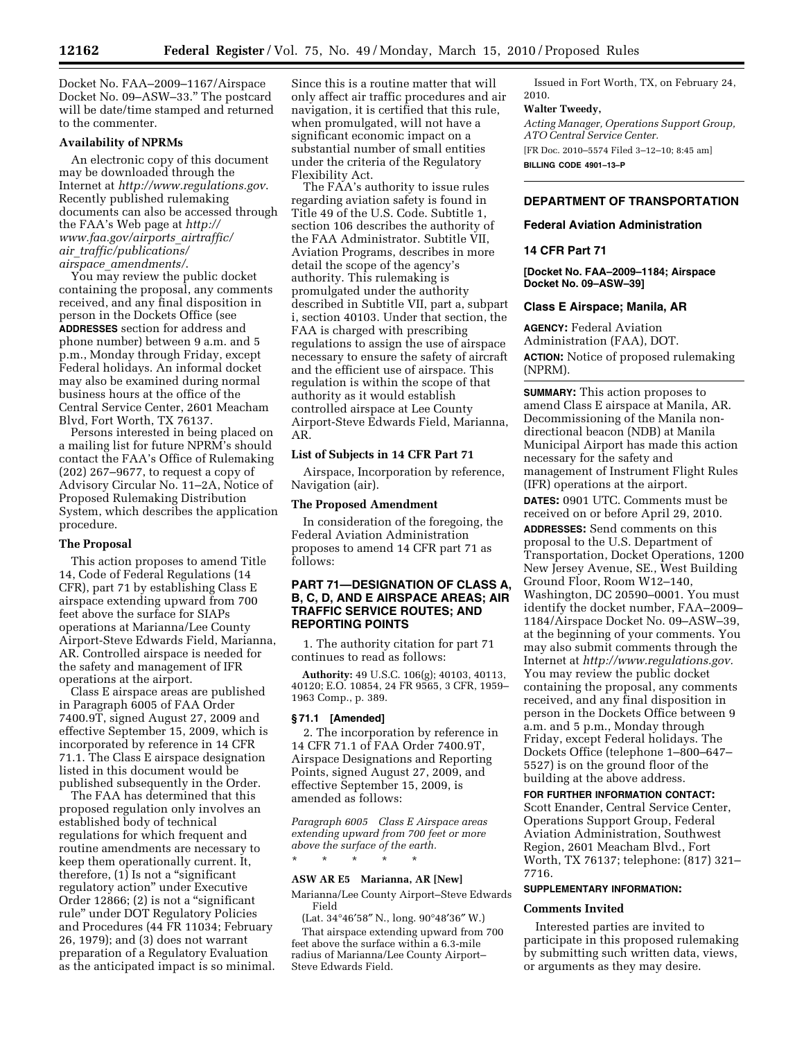Docket No. FAA–2009–1167/Airspace Docket No. 09–ASW–33.'' The postcard will be date/time stamped and returned to the commenter.

**Availability of NPRMs**

An electronic copy of this document may be downloaded through the Internet at *http://www.regulations.gov*. Recently published rulemaking documents can also be accessed through the FAA's Web page at *http://www.faa.gov/airports_airtraffic/air_traffic/publications/airspace_amendments/*.

You may review the public docket containing the proposal, any comments received, and any final disposition in person in the Dockets Office (see **ADDRESSES** section for address and phone number) between 9 a.m. and 5 p.m., Monday through Friday, except Federal holidays. An informal docket may also be examined during normal business hours at the office of the Central Service Center, 2601 Meacham Blvd, Fort Worth, TX 76137.

Persons interested in being placed on a mailing list for future NPRM's should contact the FAA's Office of Rulemaking (202) 267–9677, to request a copy of Advisory Circular No. 11–2A, Notice of Proposed Rulemaking Distribution System, which describes the application procedure.

**The Proposal**

This action proposes to amend Title 14, Code of Federal Regulations (14 CFR), part 71 by establishing Class E airspace extending upward from 700 feet above the surface for SIAPs operations at Marianna/Lee County Airport-Steve Edwards Field, Marianna, AR. Controlled airspace is needed for the safety and management of IFR operations at the airport.

Class E airspace areas are published in Paragraph 6005 of FAA Order 7400.9T, signed August 27, 2009 and effective September 15, 2009, which is incorporated by reference in 14 CFR 71.1. The Class E airspace designation listed in this document would be published subsequently in the Order.

The FAA has determined that this proposed regulation only involves an established body of technical regulations for which frequent and routine amendments are necessary to keep them operationally current. It, therefore, (1) Is not a ''significant regulatory action'' under Executive Order 12866; (2) is not a ''significant rule'' under DOT Regulatory Policies and Procedures (44 FR 11034; February 26, 1979); and (3) does not warrant preparation of a Regulatory Evaluation as the anticipated impact is so minimal. Since this is a routine matter that will only affect air traffic procedures and air navigation, it is certified that this rule, when promulgated, will not have a significant economic impact on a substantial number of small entities under the criteria of the Regulatory Flexibility Act.

The FAA's authority to issue rules regarding aviation safety is found in Title 49 of the U.S. Code. Subtitle 1, section 106 describes the authority of the FAA Administrator. Subtitle VII, Aviation Programs, describes in more detail the scope of the agency's authority. This rulemaking is promulgated under the authority described in Subtitle VII, part a, subpart i, section 40103. Under that section, the FAA is charged with prescribing regulations to assign the use of airspace necessary to ensure the safety of aircraft and the efficient use of airspace. This regulation is within the scope of that authority as it would establish controlled airspace at Lee County Airport-Steve Edwards Field, Marianna, AR.

**List of Subjects in 14 CFR Part 71**

Airspace, Incorporation by reference, Navigation (air).

**The Proposed Amendment**

In consideration of the foregoing, the Federal Aviation Administration proposes to amend 14 CFR part 71 as follows:

**PART 71—DESIGNATION OF CLASS A, B, C, D, AND E AIRSPACE AREAS; AIR TRAFFIC SERVICE ROUTES; AND REPORTING POINTS**

1. The authority citation for part 71 continues to read as follows:

**Authority:** 49 U.S.C. 106(g); 40103, 40113, 40120; E.O. 10854, 24 FR 9565, 3 CFR, 1959–1963 Comp., p. 389.

**§ 71.1 [Amended]**

2. The incorporation by reference in 14 CFR 71.1 of FAA Order 7400.9T, Airspace Designations and Reporting Points, signed August 27, 2009, and effective September 15, 2009, is amended as follows:

*Paragraph 6005 Class E Airspace areas extending upward from 700 feet or more above the surface of the earth.*

\* \* \* \* \*

**ASW AR E5 Marianna, AR [New]**

Marianna/Lee County Airport–Steve Edwards Field

(Lat. 34°46′58″ N., long. 90°48′36″ W.)

That airspace extending upward from 700 feet above the surface within a 6.3-mile radius of Marianna/Lee County Airport–Steve Edwards Field.

Issued in Fort Worth, TX, on February 24, 2010.

**Walter Tweedy,**

*Acting Manager, Operations Support Group, ATO Central Service Center.*

[FR Doc. 2010–5574 Filed 3–12–10; 8:45 am]

**BILLING CODE 4901–13–P**

---

## DEPARTMENT OF TRANSPORTATION

### Federal Aviation Administration

### 14 CFR Part 71

**[Docket No. FAA–2009–1184; Airspace Docket No. 09–ASW–39]**

### Class E Airspace; Manila, AR

**AGENCY:** Federal Aviation Administration (FAA), DOT.

**ACTION:** Notice of proposed rulemaking (NPRM).

**SUMMARY:** This action proposes to amend Class E airspace at Manila, AR. Decommissioning of the Manila non-directional beacon (NDB) at Manila Municipal Airport has made this action necessary for the safety and management of Instrument Flight Rules (IFR) operations at the airport.

**DATES:** 0901 UTC. Comments must be received on or before April 29, 2010.

**ADDRESSES:** Send comments on this proposal to the U.S. Department of Transportation, Docket Operations, 1200 New Jersey Avenue, SE., West Building Ground Floor, Room W12–140, Washington, DC 20590–0001. You must identify the docket number, FAA–2009–1184/Airspace Docket No. 09–ASW–39, at the beginning of your comments. You may also submit comments through the Internet at *http://www.regulations.gov.* You may review the public docket containing the proposal, any comments received, and any final disposition in person in the Dockets Office between 9 a.m. and 5 p.m., Monday through Friday, except Federal holidays. The Dockets Office (telephone 1–800–647–5527) is on the ground floor of the building at the above address.

**FOR FURTHER INFORMATION CONTACT:** Scott Enander, Central Service Center, Operations Support Group, Federal Aviation Administration, Southwest Region, 2601 Meacham Blvd., Fort Worth, TX 76137; telephone: (817) 321–7716.

**SUPPLEMENTARY INFORMATION:**

**Comments Invited**

Interested parties are invited to participate in this proposed rulemaking by submitting such written data, views, or arguments as they may desire.